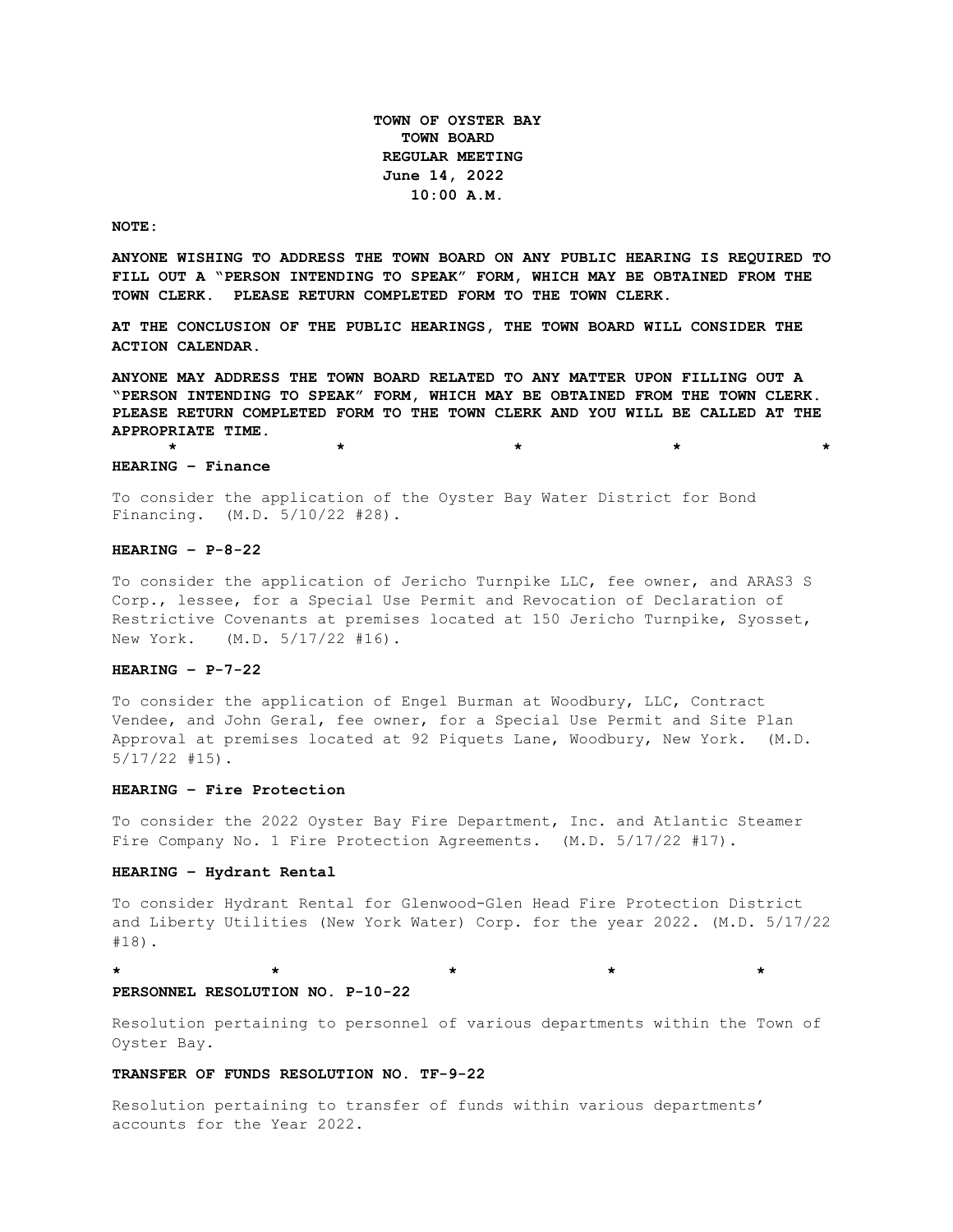**TOWN OF OYSTER BAY**
**TOWN BOARD**
**REGULAR MEETING**
**June 14, 2022**
**10:00 A.M.**

**NOTE:**

**ANYONE WISHING TO ADDRESS THE TOWN BOARD ON ANY PUBLIC HEARING IS REQUIRED TO FILL OUT A "PERSON INTENDING TO SPEAK" FORM, WHICH MAY BE OBTAINED FROM THE TOWN CLERK. PLEASE RETURN COMPLETED FORM TO THE TOWN CLERK.**

**AT THE CONCLUSION OF THE PUBLIC HEARINGS, THE TOWN BOARD WILL CONSIDER THE ACTION CALENDAR.**

**ANYONE MAY ADDRESS THE TOWN BOARD RELATED TO ANY MATTER UPON FILLING OUT A "PERSON INTENDING TO SPEAK" FORM, WHICH MAY BE OBTAINED FROM THE TOWN CLERK. PLEASE RETURN COMPLETED FORM TO THE TOWN CLERK AND YOU WILL BE CALLED AT THE APPROPRIATE TIME.**

\*　　　\*　　　\*　　　\*　　　\*

**HEARING – Finance**

To consider the application of the Oyster Bay Water District for Bond Financing. (M.D. 5/10/22 #28).

**HEARING – P-8-22**

To consider the application of Jericho Turnpike LLC, fee owner, and ARAS3 S Corp., lessee, for a Special Use Permit and Revocation of Declaration of Restrictive Covenants at premises located at 150 Jericho Turnpike, Syosset, New York. (M.D. 5/17/22 #16).

**HEARING – P-7-22**

To consider the application of Engel Burman at Woodbury, LLC, Contract Vendee, and John Geral, fee owner, for a Special Use Permit and Site Plan Approval at premises located at 92 Piquets Lane, Woodbury, New York. (M.D. 5/17/22 #15).

**HEARING – Fire Protection**

To consider the 2022 Oyster Bay Fire Department, Inc. and Atlantic Steamer Fire Company No. 1 Fire Protection Agreements. (M.D. 5/17/22 #17).

**HEARING – Hydrant Rental**

To consider Hydrant Rental for Glenwood-Glen Head Fire Protection District and Liberty Utilities (New York Water) Corp. for the year 2022. (M.D. 5/17/22 #18).

\*　　　\*　　　\*　　　\*　　　\*

**PERSONNEL RESOLUTION NO. P-10-22**

Resolution pertaining to personnel of various departments within the Town of Oyster Bay.

**TRANSFER OF FUNDS RESOLUTION NO. TF-9-22**

Resolution pertaining to transfer of funds within various departments' accounts for the Year 2022.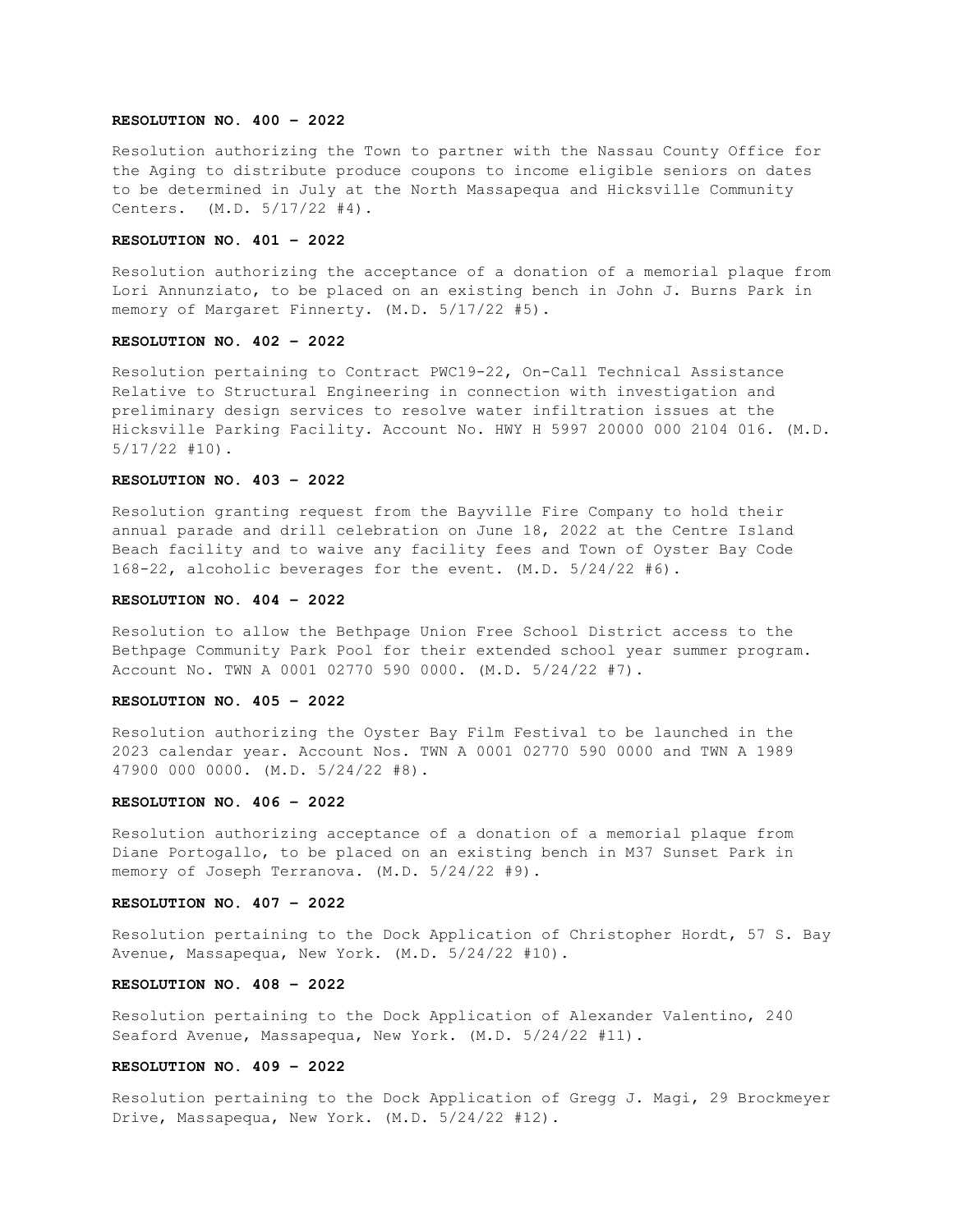**RESOLUTION NO. 400 – 2022**

Resolution authorizing the Town to partner with the Nassau County Office for the Aging to distribute produce coupons to income eligible seniors on dates to be determined in July at the North Massapequa and Hicksville Community Centers. (M.D. 5/17/22 #4).

**RESOLUTION NO. 401 – 2022**

Resolution authorizing the acceptance of a donation of a memorial plaque from Lori Annunziato, to be placed on an existing bench in John J. Burns Park in memory of Margaret Finnerty. (M.D. 5/17/22 #5).

**RESOLUTION NO. 402 – 2022**

Resolution pertaining to Contract PWC19-22, On-Call Technical Assistance Relative to Structural Engineering in connection with investigation and preliminary design services to resolve water infiltration issues at the Hicksville Parking Facility. Account No. HWY H 5997 20000 000 2104 016. (M.D. 5/17/22 #10).

**RESOLUTION NO. 403 – 2022**

Resolution granting request from the Bayville Fire Company to hold their annual parade and drill celebration on June 18, 2022 at the Centre Island Beach facility and to waive any facility fees and Town of Oyster Bay Code 168-22, alcoholic beverages for the event. (M.D. 5/24/22 #6).

**RESOLUTION NO. 404 – 2022**

Resolution to allow the Bethpage Union Free School District access to the Bethpage Community Park Pool for their extended school year summer program. Account No. TWN A 0001 02770 590 0000. (M.D. 5/24/22 #7).

**RESOLUTION NO. 405 – 2022**

Resolution authorizing the Oyster Bay Film Festival to be launched in the 2023 calendar year. Account Nos. TWN A 0001 02770 590 0000 and TWN A 1989 47900 000 0000. (M.D. 5/24/22 #8).

**RESOLUTION NO. 406 – 2022**

Resolution authorizing acceptance of a donation of a memorial plaque from Diane Portogallo, to be placed on an existing bench in M37 Sunset Park in memory of Joseph Terranova. (M.D. 5/24/22 #9).

**RESOLUTION NO. 407 – 2022**

Resolution pertaining to the Dock Application of Christopher Hordt, 57 S. Bay Avenue, Massapequa, New York. (M.D. 5/24/22 #10).

**RESOLUTION NO. 408 – 2022**

Resolution pertaining to the Dock Application of Alexander Valentino, 240 Seaford Avenue, Massapequa, New York. (M.D. 5/24/22 #11).

**RESOLUTION NO. 409 – 2022**

Resolution pertaining to the Dock Application of Gregg J. Magi, 29 Brockmeyer Drive, Massapequa, New York. (M.D. 5/24/22 #12).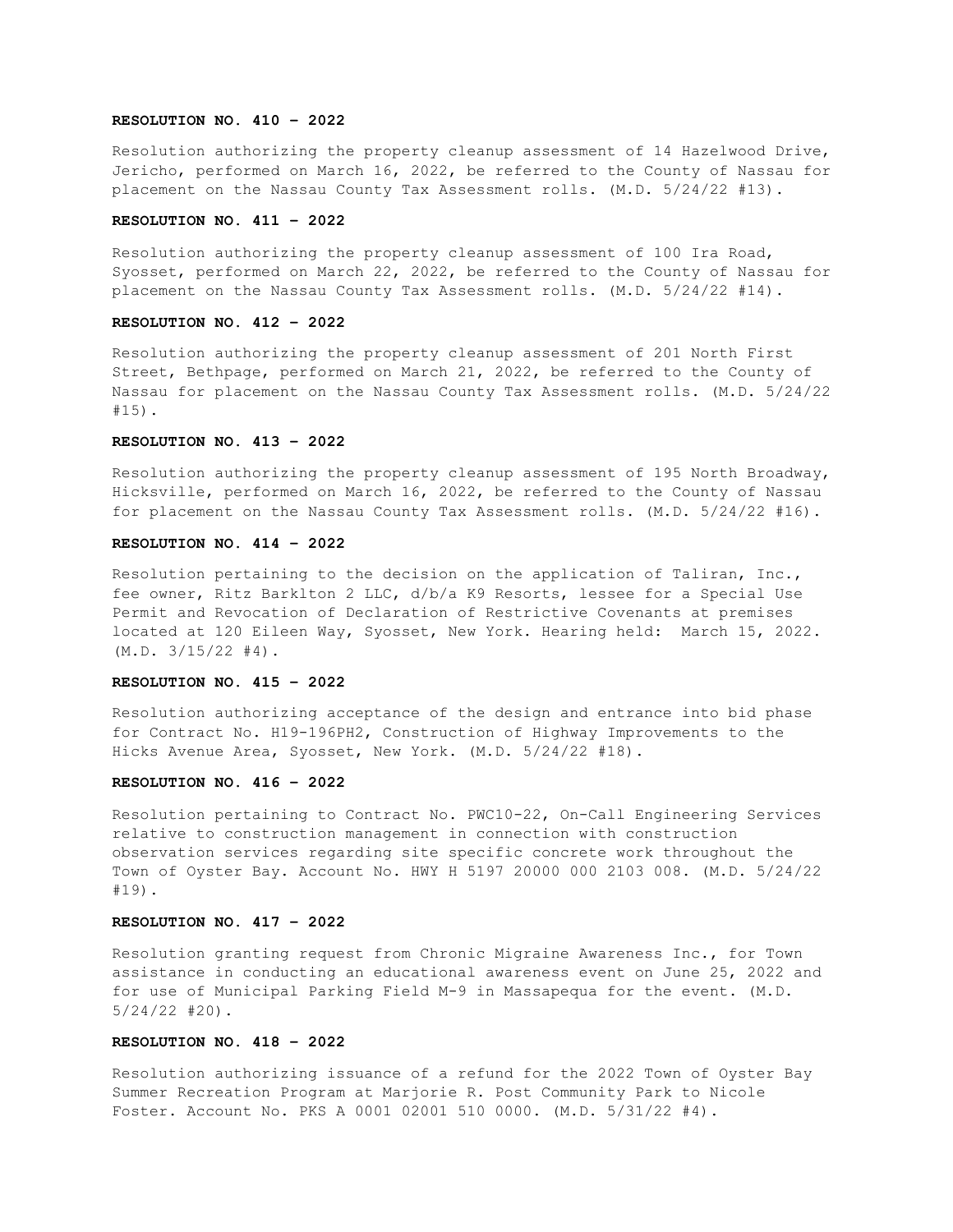**RESOLUTION NO. 410 – 2022**

Resolution authorizing the property cleanup assessment of 14 Hazelwood Drive, Jericho, performed on March 16, 2022, be referred to the County of Nassau for placement on the Nassau County Tax Assessment rolls. (M.D. 5/24/22 #13).

**RESOLUTION NO. 411 – 2022**

Resolution authorizing the property cleanup assessment of 100 Ira Road, Syosset, performed on March 22, 2022, be referred to the County of Nassau for placement on the Nassau County Tax Assessment rolls. (M.D. 5/24/22 #14).

**RESOLUTION NO. 412 – 2022**

Resolution authorizing the property cleanup assessment of 201 North First Street, Bethpage, performed on March 21, 2022, be referred to the County of Nassau for placement on the Nassau County Tax Assessment rolls. (M.D. 5/24/22 #15).

**RESOLUTION NO. 413 – 2022**

Resolution authorizing the property cleanup assessment of 195 North Broadway, Hicksville, performed on March 16, 2022, be referred to the County of Nassau for placement on the Nassau County Tax Assessment rolls. (M.D. 5/24/22 #16).

**RESOLUTION NO. 414 – 2022**

Resolution pertaining to the decision on the application of Taliran, Inc., fee owner, Ritz Barklton 2 LLC, d/b/a K9 Resorts, lessee for a Special Use Permit and Revocation of Declaration of Restrictive Covenants at premises located at 120 Eileen Way, Syosset, New York. Hearing held: March 15, 2022. (M.D. 3/15/22 #4).

**RESOLUTION NO. 415 – 2022**

Resolution authorizing acceptance of the design and entrance into bid phase for Contract No. H19-196PH2, Construction of Highway Improvements to the Hicks Avenue Area, Syosset, New York. (M.D. 5/24/22 #18).

**RESOLUTION NO. 416 – 2022**

Resolution pertaining to Contract No. PWC10-22, On-Call Engineering Services relative to construction management in connection with construction observation services regarding site specific concrete work throughout the Town of Oyster Bay. Account No. HWY H 5197 20000 000 2103 008. (M.D. 5/24/22 #19).

**RESOLUTION NO. 417 – 2022**

Resolution granting request from Chronic Migraine Awareness Inc., for Town assistance in conducting an educational awareness event on June 25, 2022 and for use of Municipal Parking Field M-9 in Massapequa for the event. (M.D. 5/24/22 #20).

**RESOLUTION NO. 418 – 2022**

Resolution authorizing issuance of a refund for the 2022 Town of Oyster Bay Summer Recreation Program at Marjorie R. Post Community Park to Nicole Foster. Account No. PKS A 0001 02001 510 0000. (M.D. 5/31/22 #4).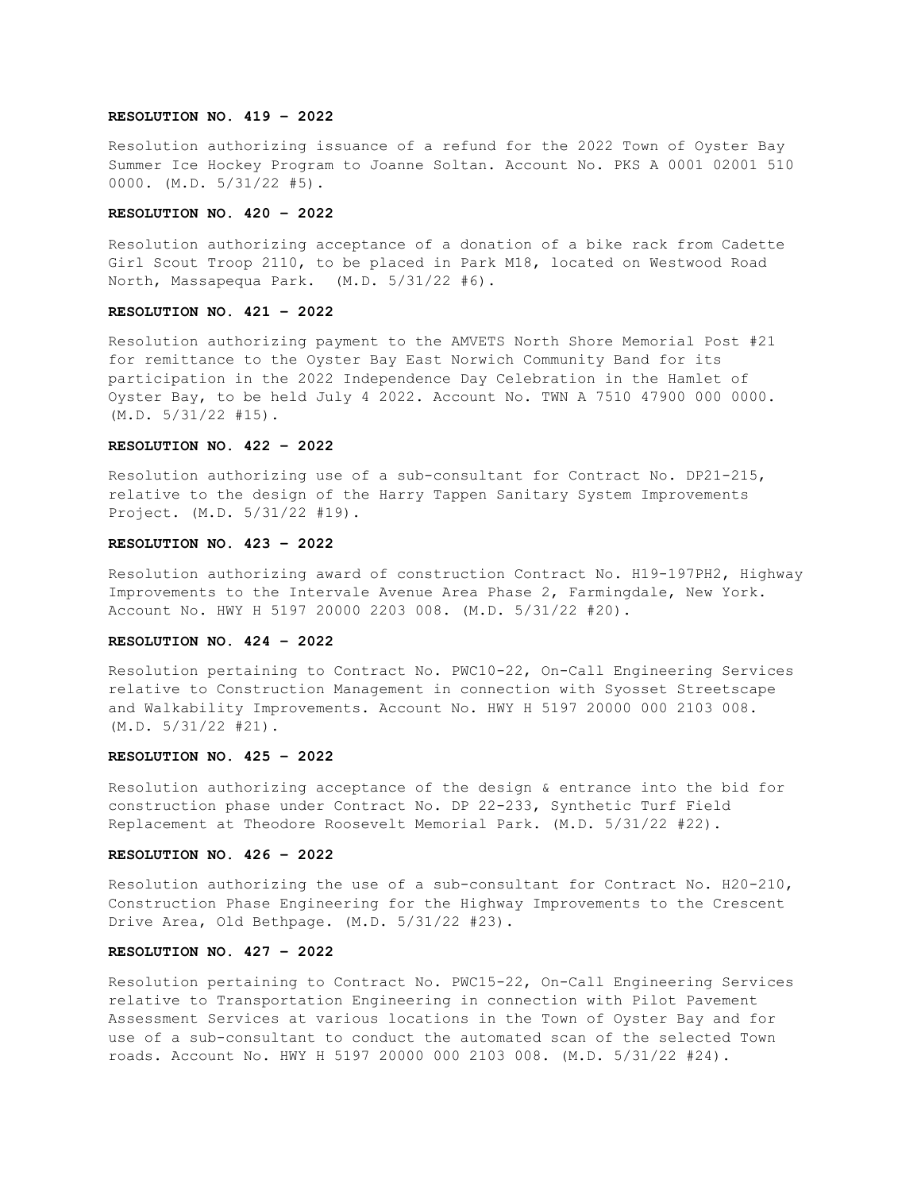**RESOLUTION NO. 419 – 2022**

Resolution authorizing issuance of a refund for the 2022 Town of Oyster Bay Summer Ice Hockey Program to Joanne Soltan. Account No. PKS A 0001 02001 510 0000. (M.D. 5/31/22 #5).

**RESOLUTION NO. 420 – 2022**

Resolution authorizing acceptance of a donation of a bike rack from Cadette Girl Scout Troop 2110, to be placed in Park M18, located on Westwood Road North, Massapequa Park. (M.D. 5/31/22 #6).

**RESOLUTION NO. 421 – 2022**

Resolution authorizing payment to the AMVETS North Shore Memorial Post #21 for remittance to the Oyster Bay East Norwich Community Band for its participation in the 2022 Independence Day Celebration in the Hamlet of Oyster Bay, to be held July 4 2022. Account No. TWN A 7510 47900 000 0000. (M.D. 5/31/22 #15).

**RESOLUTION NO. 422 – 2022**

Resolution authorizing use of a sub-consultant for Contract No. DP21-215, relative to the design of the Harry Tappen Sanitary System Improvements Project. (M.D. 5/31/22 #19).

**RESOLUTION NO. 423 – 2022**

Resolution authorizing award of construction Contract No. H19-197PH2, Highway Improvements to the Intervale Avenue Area Phase 2, Farmingdale, New York. Account No. HWY H 5197 20000 2203 008. (M.D. 5/31/22 #20).

**RESOLUTION NO. 424 – 2022**

Resolution pertaining to Contract No. PWC10-22, On-Call Engineering Services relative to Construction Management in connection with Syosset Streetscape and Walkability Improvements. Account No. HWY H 5197 20000 000 2103 008. (M.D. 5/31/22 #21).

**RESOLUTION NO. 425 – 2022**

Resolution authorizing acceptance of the design & entrance into the bid for construction phase under Contract No. DP 22-233, Synthetic Turf Field Replacement at Theodore Roosevelt Memorial Park. (M.D. 5/31/22 #22).

**RESOLUTION NO. 426 – 2022**

Resolution authorizing the use of a sub-consultant for Contract No. H20-210, Construction Phase Engineering for the Highway Improvements to the Crescent Drive Area, Old Bethpage. (M.D. 5/31/22 #23).

**RESOLUTION NO. 427 – 2022**

Resolution pertaining to Contract No. PWC15-22, On-Call Engineering Services relative to Transportation Engineering in connection with Pilot Pavement Assessment Services at various locations in the Town of Oyster Bay and for use of a sub-consultant to conduct the automated scan of the selected Town roads. Account No. HWY H 5197 20000 000 2103 008. (M.D. 5/31/22 #24).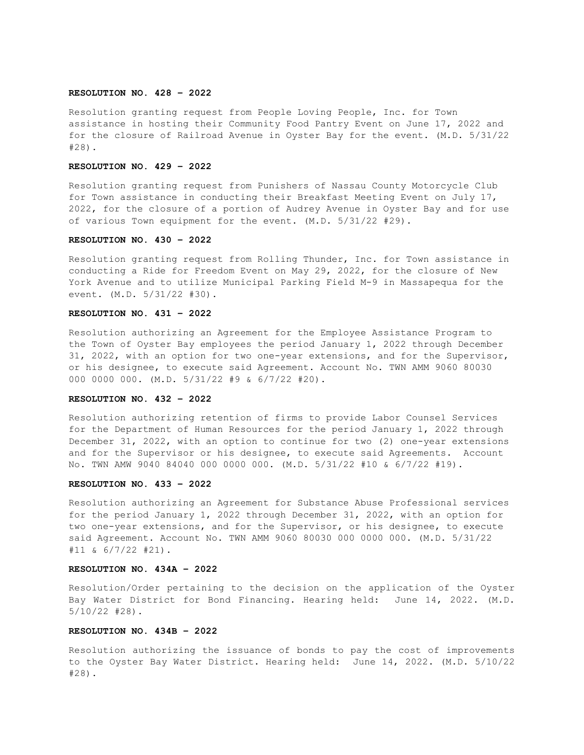**RESOLUTION NO. 428 – 2022**

Resolution granting request from People Loving People, Inc. for Town assistance in hosting their Community Food Pantry Event on June 17, 2022 and for the closure of Railroad Avenue in Oyster Bay for the event. (M.D. 5/31/22 #28).

**RESOLUTION NO. 429 – 2022**

Resolution granting request from Punishers of Nassau County Motorcycle Club for Town assistance in conducting their Breakfast Meeting Event on July 17, 2022, for the closure of a portion of Audrey Avenue in Oyster Bay and for use of various Town equipment for the event. (M.D. 5/31/22 #29).

**RESOLUTION NO. 430 – 2022**

Resolution granting request from Rolling Thunder, Inc. for Town assistance in conducting a Ride for Freedom Event on May 29, 2022, for the closure of New York Avenue and to utilize Municipal Parking Field M-9 in Massapequa for the event. (M.D. 5/31/22 #30).

**RESOLUTION NO. 431 – 2022**

Resolution authorizing an Agreement for the Employee Assistance Program to the Town of Oyster Bay employees the period January 1, 2022 through December 31, 2022, with an option for two one-year extensions, and for the Supervisor, or his designee, to execute said Agreement. Account No. TWN AMM 9060 80030 000 0000 000. (M.D. 5/31/22 #9 & 6/7/22 #20).

**RESOLUTION NO. 432 – 2022**

Resolution authorizing retention of firms to provide Labor Counsel Services for the Department of Human Resources for the period January 1, 2022 through December 31, 2022, with an option to continue for two (2) one-year extensions and for the Supervisor or his designee, to execute said Agreements. Account No. TWN AMW 9040 84040 000 0000 000. (M.D. 5/31/22 #10 & 6/7/22 #19).

**RESOLUTION NO. 433 – 2022**

Resolution authorizing an Agreement for Substance Abuse Professional services for the period January 1, 2022 through December 31, 2022, with an option for two one-year extensions, and for the Supervisor, or his designee, to execute said Agreement. Account No. TWN AMM 9060 80030 000 0000 000. (M.D. 5/31/22 #11 & 6/7/22 #21).

**RESOLUTION NO. 434A – 2022**

Resolution/Order pertaining to the decision on the application of the Oyster Bay Water District for Bond Financing. Hearing held: June 14, 2022. (M.D. 5/10/22 #28).

**RESOLUTION NO. 434B – 2022**

Resolution authorizing the issuance of bonds to pay the cost of improvements to the Oyster Bay Water District. Hearing held: June 14, 2022. (M.D. 5/10/22 #28).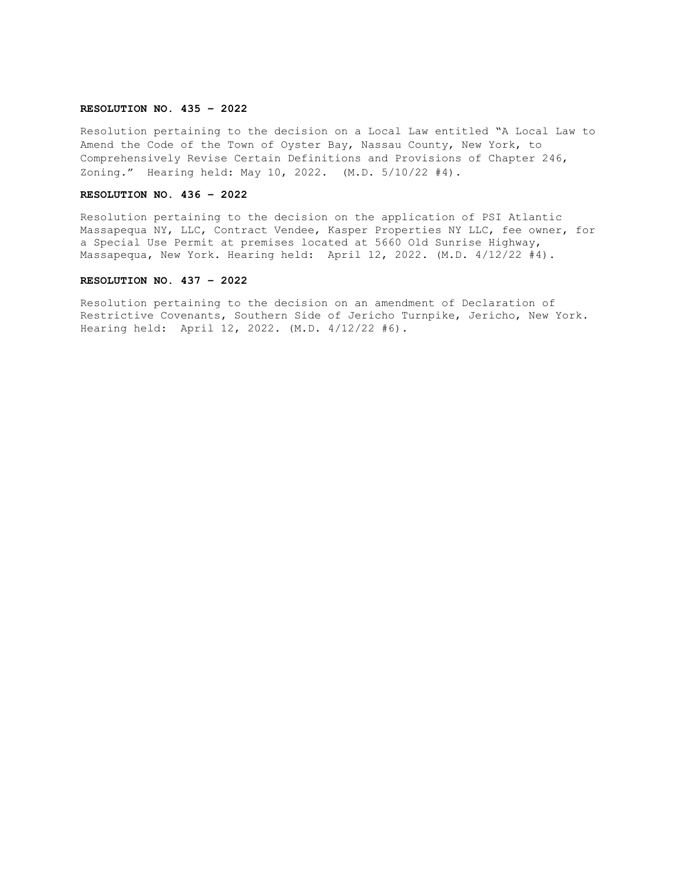**RESOLUTION NO. 435 – 2022**

Resolution pertaining to the decision on a Local Law entitled "A Local Law to Amend the Code of the Town of Oyster Bay, Nassau County, New York, to Comprehensively Revise Certain Definitions and Provisions of Chapter 246, Zoning." Hearing held: May 10, 2022. (M.D. 5/10/22 #4).

**RESOLUTION NO. 436 – 2022**

Resolution pertaining to the decision on the application of PSI Atlantic Massapequa NY, LLC, Contract Vendee, Kasper Properties NY LLC, fee owner, for a Special Use Permit at premises located at 5660 Old Sunrise Highway, Massapequa, New York. Hearing held: April 12, 2022. (M.D. 4/12/22 #4).

**RESOLUTION NO. 437 – 2022**

Resolution pertaining to the decision on an amendment of Declaration of Restrictive Covenants, Southern Side of Jericho Turnpike, Jericho, New York. Hearing held: April 12, 2022. (M.D. 4/12/22 #6).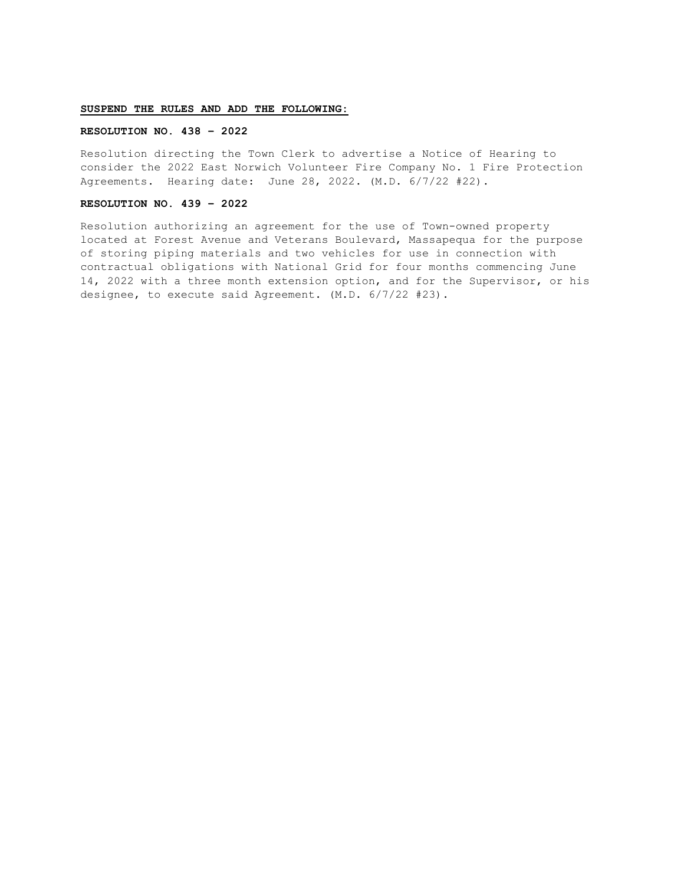**SUSPEND THE RULES AND ADD THE FOLLOWING:**

**RESOLUTION NO. 438 – 2022**

Resolution directing the Town Clerk to advertise a Notice of Hearing to consider the 2022 East Norwich Volunteer Fire Company No. 1 Fire Protection Agreements. Hearing date: June 28, 2022. (M.D. 6/7/22 #22).

**RESOLUTION NO. 439 – 2022**

Resolution authorizing an agreement for the use of Town-owned property located at Forest Avenue and Veterans Boulevard, Massapequa for the purpose of storing piping materials and two vehicles for use in connection with contractual obligations with National Grid for four months commencing June 14, 2022 with a three month extension option, and for the Supervisor, or his designee, to execute said Agreement. (M.D. 6/7/22 #23).